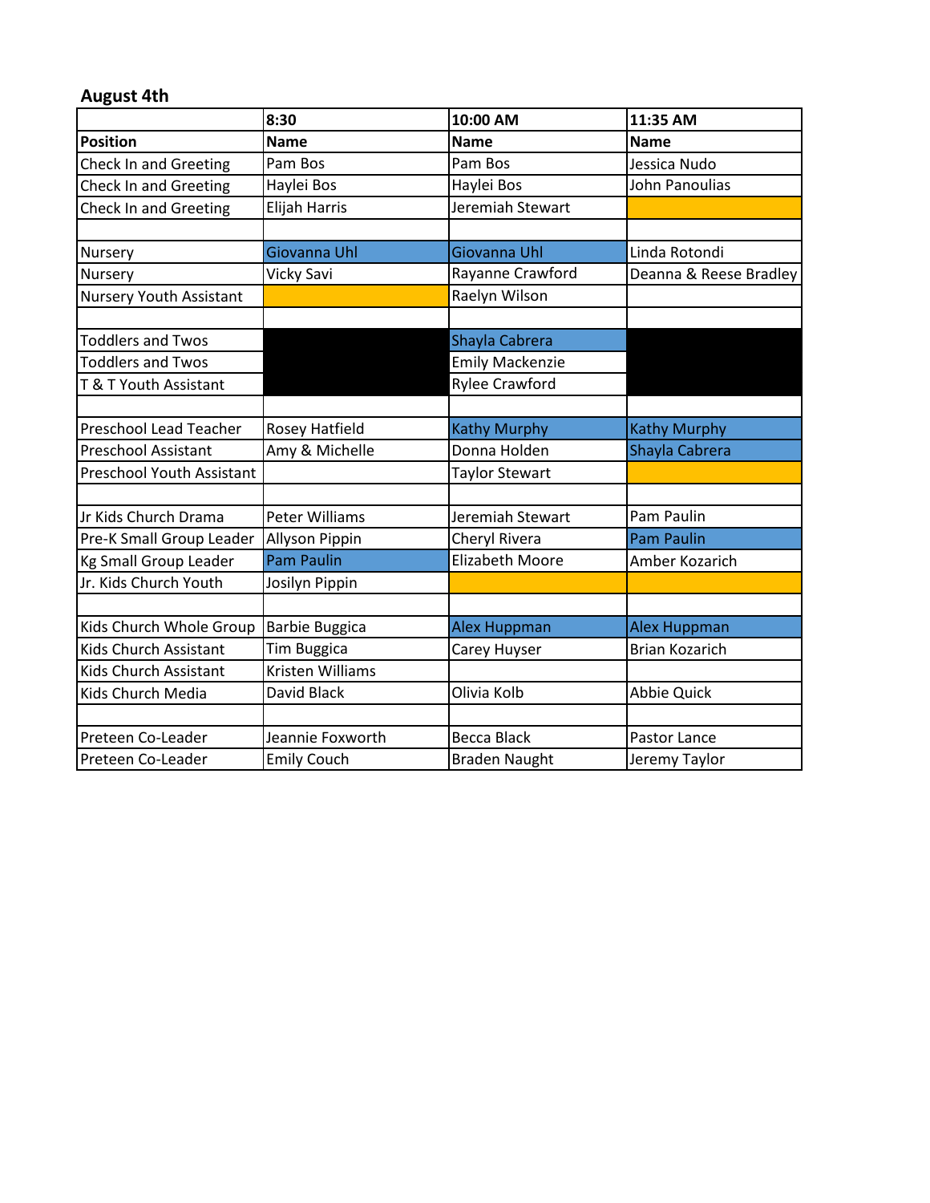**August 4th**

| | 8:30 | 10:00 AM | 11:35 AM |
|---|---|---|---|
| **Position** | **Name** | **Name** | **Name** |
| Check In and Greeting | Pam Bos | Pam Bos | Jessica Nudo |
| Check In and Greeting | Haylei Bos | Haylei Bos | John Panoulias |
| Check In and Greeting | Elijah Harris | Jeremiah Stewart | |
| | | | |
| Nursery | Giovanna Uhl | Giovanna Uhl | Linda Rotondi |
| Nursery | Vicky Savi | Rayanne Crawford | Deanna & Reese Bradley |
| Nursery Youth Assistant | | Raelyn Wilson | |
| | | | |
| Toddlers and Twos | | Shayla Cabrera | |
| Toddlers and Twos | | Emily Mackenzie | |
| T & T Youth Assistant | | Rylee Crawford | |
| | | | |
| Preschool Lead Teacher | Rosey Hatfield | Kathy Murphy | Kathy Murphy |
| Preschool Assistant | Amy & Michelle | Donna Holden | Shayla Cabrera |
| Preschool Youth Assistant | | Taylor Stewart | |
| | | | |
| Jr Kids Church Drama | Peter Williams | Jeremiah Stewart | Pam Paulin |
| Pre-K Small Group Leader | Allyson Pippin | Cheryl Rivera | Pam Paulin |
| Kg Small Group Leader | Pam Paulin | Elizabeth Moore | Amber Kozarich |
| Jr. Kids Church Youth | Josilyn Pippin | | |
| | | | |
| Kids Church Whole Group | Barbie Buggica | Alex Huppman | Alex Huppman |
| Kids Church Assistant | Tim Buggica | Carey Huyser | Brian Kozarich |
| Kids Church Assistant | Kristen Williams | | |
| Kids Church Media | David Black | Olivia Kolb | Abbie Quick |
| | | | |
| Preteen Co-Leader | Jeannie Foxworth | Becca Black | Pastor Lance |
| Preteen Co-Leader | Emily Couch | Braden Naught | Jeremy Taylor |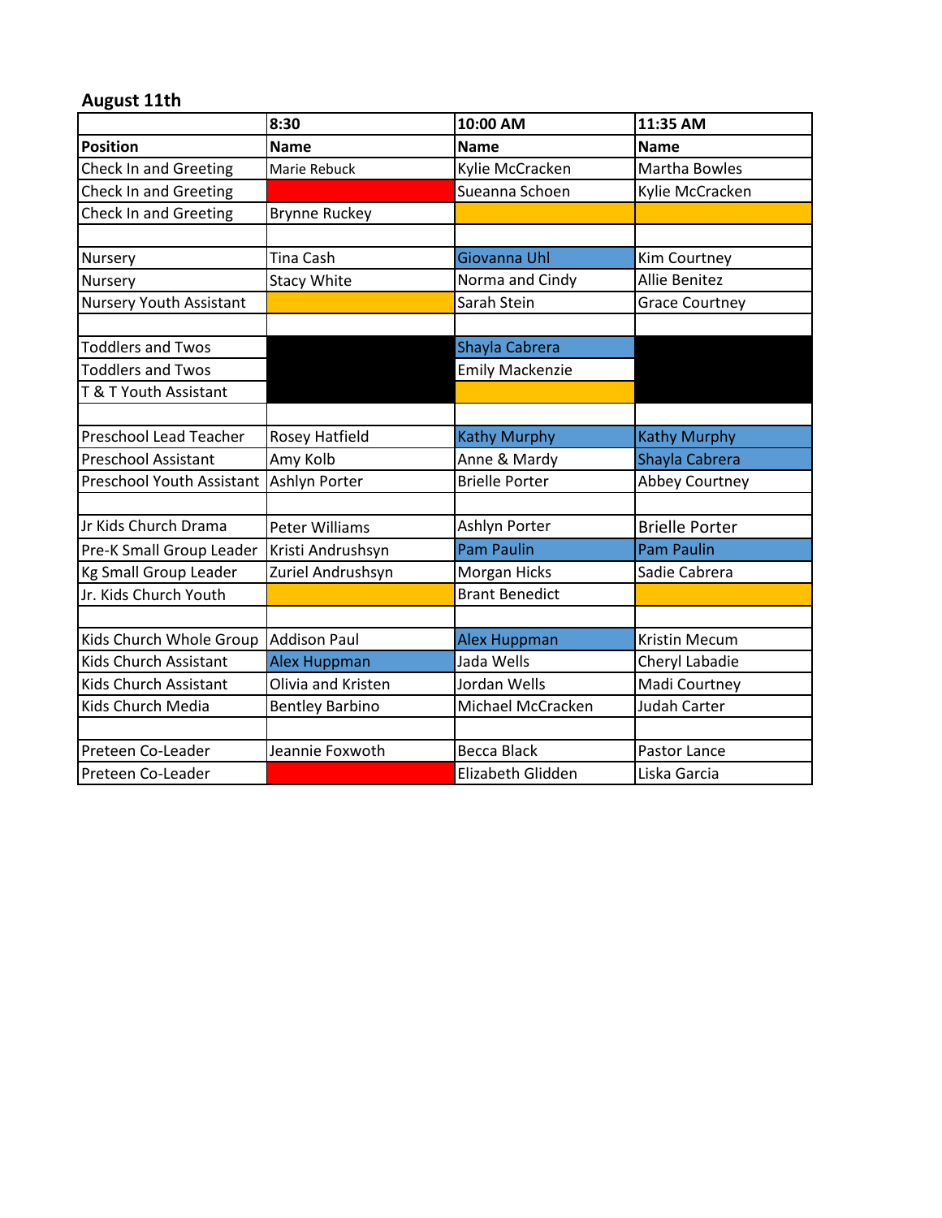## August 11th

| | 8:30 | 10:00 AM | 11:35 AM |
|---|---|---|---|
| **Position** | **Name** | **Name** | **Name** |
| Check In and Greeting | Marie Rebuck | Kylie McCracken | Martha Bowles |
| Check In and Greeting | | Sueanna Schoen | Kylie McCracken |
| Check In and Greeting | Brynne Ruckey | | |
| | | | |
| Nursery | Tina Cash | Giovanna Uhl | Kim Courtney |
| Nursery | Stacy White | Norma and Cindy | Allie Benitez |
| Nursery Youth Assistant | | Sarah Stein | Grace Courtney |
| | | | |
| Toddlers and Twos | | Shayla Cabrera | |
| Toddlers and Twos | | Emily Mackenzie | |
| T & T Youth Assistant | | | |
| | | | |
| Preschool Lead Teacher | Rosey Hatfield | Kathy Murphy | Kathy Murphy |
| Preschool Assistant | Amy Kolb | Anne & Mardy | Shayla Cabrera |
| Preschool Youth Assistant | Ashlyn Porter | Brielle Porter | Abbey Courtney |
| | | | |
| Jr Kids Church Drama | Peter Williams | Ashlyn Porter | Brielle Porter |
| Pre-K Small Group Leader | Kristi Andrushsyn | Pam Paulin | Pam Paulin |
| Kg Small Group Leader | Zuriel Andrushsyn | Morgan Hicks | Sadie Cabrera |
| Jr. Kids Church Youth | | Brant Benedict | |
| | | | |
| Kids Church Whole Group | Addison Paul | Alex Huppman | Kristin Mecum |
| Kids Church Assistant | Alex Huppman | Jada Wells | Cheryl Labadie |
| Kids Church Assistant | Olivia and Kristen | Jordan Wells | Madi Courtney |
| Kids Church Media | Bentley Barbino | Michael McCracken | Judah Carter |
| | | | |
| Preteen Co-Leader | Jeannie Foxwoth | Becca Black | Pastor Lance |
| Preteen Co-Leader | | Elizabeth Glidden | Liska Garcia |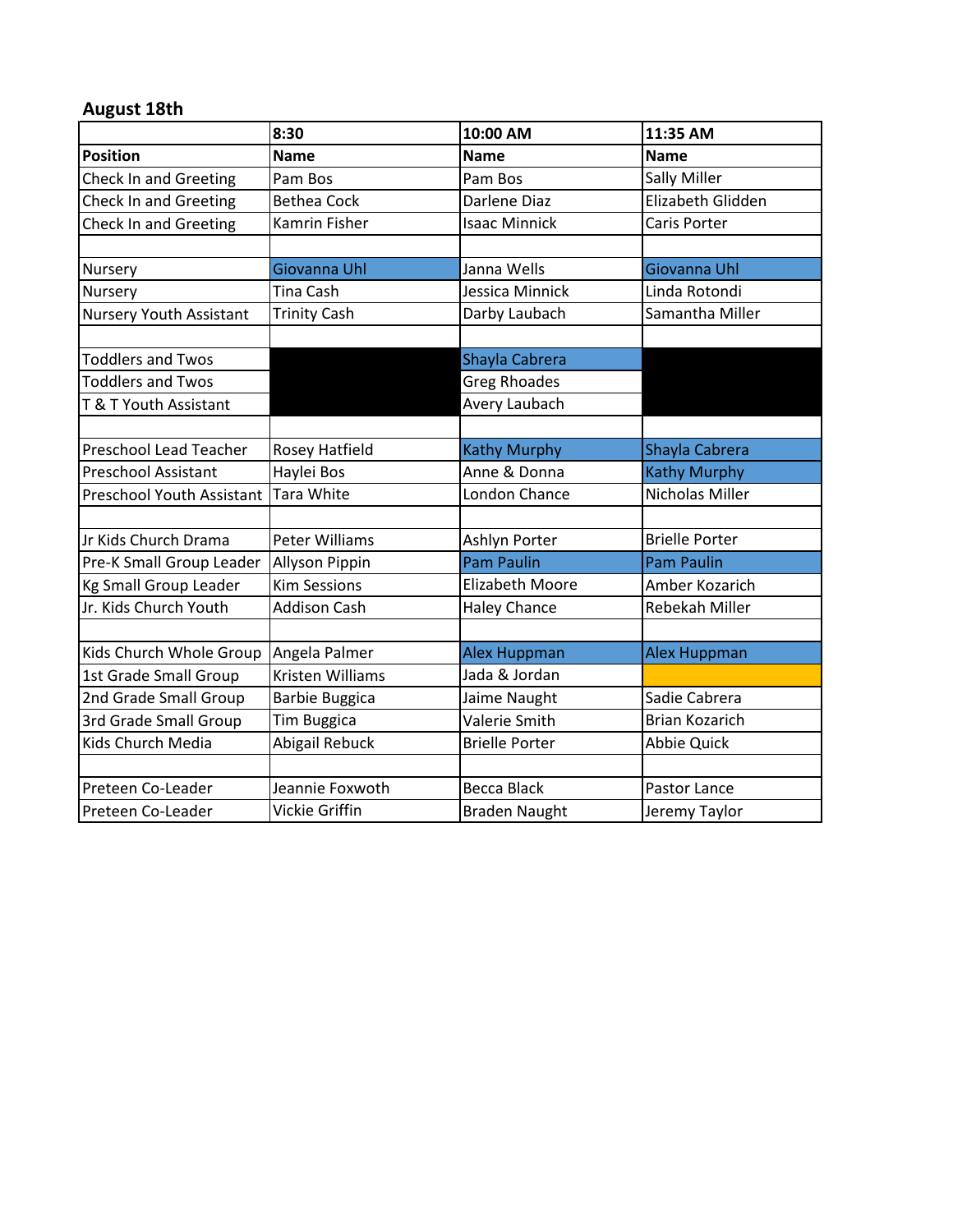## August 18th

| | 8:30 | 10:00 AM | 11:35 AM |
|---|---|---|---|
| **Position** | **Name** | **Name** | **Name** |
| Check In and Greeting | Pam Bos | Pam Bos | Sally Miller |
| Check In and Greeting | Bethea Cock | Darlene Diaz | Elizabeth Glidden |
| Check In and Greeting | Kamrin Fisher | Isaac Minnick | Caris Porter |
| | | | |
| Nursery | Giovanna Uhl | Janna Wells | Giovanna Uhl |
| Nursery | Tina Cash | Jessica Minnick | Linda Rotondi |
| Nursery Youth Assistant | Trinity Cash | Darby Laubach | Samantha Miller |
| | | | |
| Toddlers and Twos | | Shayla Cabrera | |
| Toddlers and Twos | | Greg Rhoades | |
| T & T Youth Assistant | | Avery Laubach | |
| | | | |
| Preschool Lead Teacher | Rosey Hatfield | Kathy Murphy | Shayla Cabrera |
| Preschool Assistant | Haylei Bos | Anne & Donna | Kathy Murphy |
| Preschool Youth Assistant | Tara White | London Chance | Nicholas Miller |
| | | | |
| Jr Kids Church Drama | Peter Williams | Ashlyn Porter | Brielle Porter |
| Pre-K Small Group Leader | Allyson Pippin | Pam Paulin | Pam Paulin |
| Kg Small Group Leader | Kim Sessions | Elizabeth Moore | Amber Kozarich |
| Jr. Kids Church Youth | Addison Cash | Haley Chance | Rebekah Miller |
| | | | |
| Kids Church Whole Group | Angela Palmer | Alex Huppman | Alex Huppman |
| 1st Grade Small Group | Kristen Williams | Jada & Jordan | |
| 2nd Grade Small Group | Barbie Buggica | Jaime Naught | Sadie Cabrera |
| 3rd Grade Small Group | Tim Buggica | Valerie Smith | Brian Kozarich |
| Kids Church Media | Abigail Rebuck | Brielle Porter | Abbie Quick |
| | | | |
| Preteen Co-Leader | Jeannie Foxwoth | Becca Black | Pastor Lance |
| Preteen Co-Leader | Vickie Griffin | Braden Naught | Jeremy Taylor |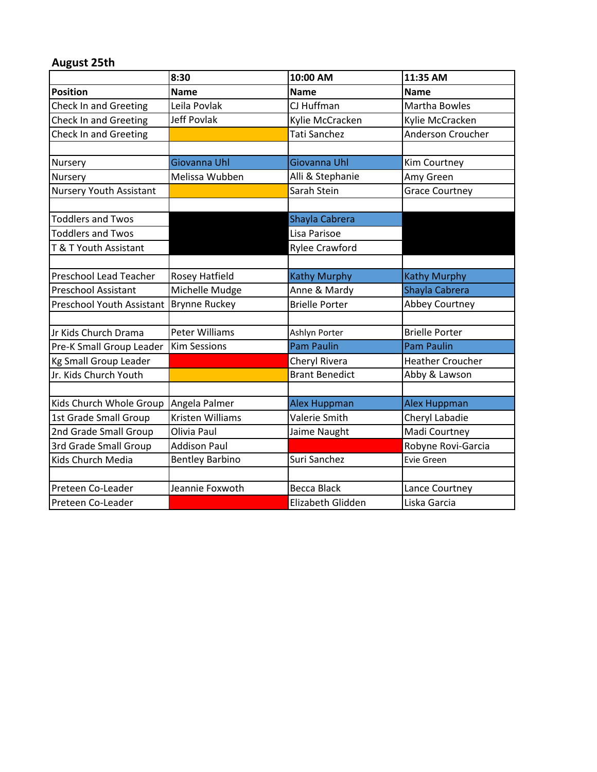**August 25th**

| | 8:30 | 10:00 AM | 11:35 AM |
|---|---|---|---|
| **Position** | **Name** | **Name** | **Name** |
| Check In and Greeting | Leila Povlak | CJ Huffman | Martha Bowles |
| Check In and Greeting | Jeff Povlak | Kylie McCracken | Kylie McCracken |
| Check In and Greeting | | Tati Sanchez | Anderson Croucher |
| | | | |
| Nursery | Giovanna Uhl | Giovanna Uhl | Kim Courtney |
| Nursery | Melissa Wubben | Alli & Stephanie | Amy Green |
| Nursery Youth Assistant | | Sarah Stein | Grace Courtney |
| | | | |
| Toddlers and Twos | | Shayla Cabrera | |
| Toddlers and Twos | | Lisa Parisoe | |
| T & T Youth Assistant | | Rylee Crawford | |
| | | | |
| Preschool Lead Teacher | Rosey Hatfield | Kathy Murphy | Kathy Murphy |
| Preschool Assistant | Michelle Mudge | Anne & Mardy | Shayla Cabrera |
| Preschool Youth Assistant | Brynne Ruckey | Brielle Porter | Abbey Courtney |
| | | | |
| Jr Kids Church Drama | Peter Williams | Ashlyn Porter | Brielle Porter |
| Pre-K Small Group Leader | Kim Sessions | Pam Paulin | Pam Paulin |
| Kg Small Group Leader | | Cheryl Rivera | Heather Croucher |
| Jr. Kids Church Youth | | Brant Benedict | Abby & Lawson |
| | | | |
| Kids Church Whole Group | Angela Palmer | Alex Huppman | Alex Huppman |
| 1st Grade Small Group | Kristen Williams | Valerie Smith | Cheryl Labadie |
| 2nd Grade Small Group | Olivia Paul | Jaime Naught | Madi Courtney |
| 3rd Grade Small Group | Addison Paul | | Robyne Rovi-Garcia |
| Kids Church Media | Bentley Barbino | Suri Sanchez | Evie Green |
| | | | |
| Preteen Co-Leader | Jeannie Foxwoth | Becca Black | Lance Courtney |
| Preteen Co-Leader | | Elizabeth Glidden | Liska Garcia |